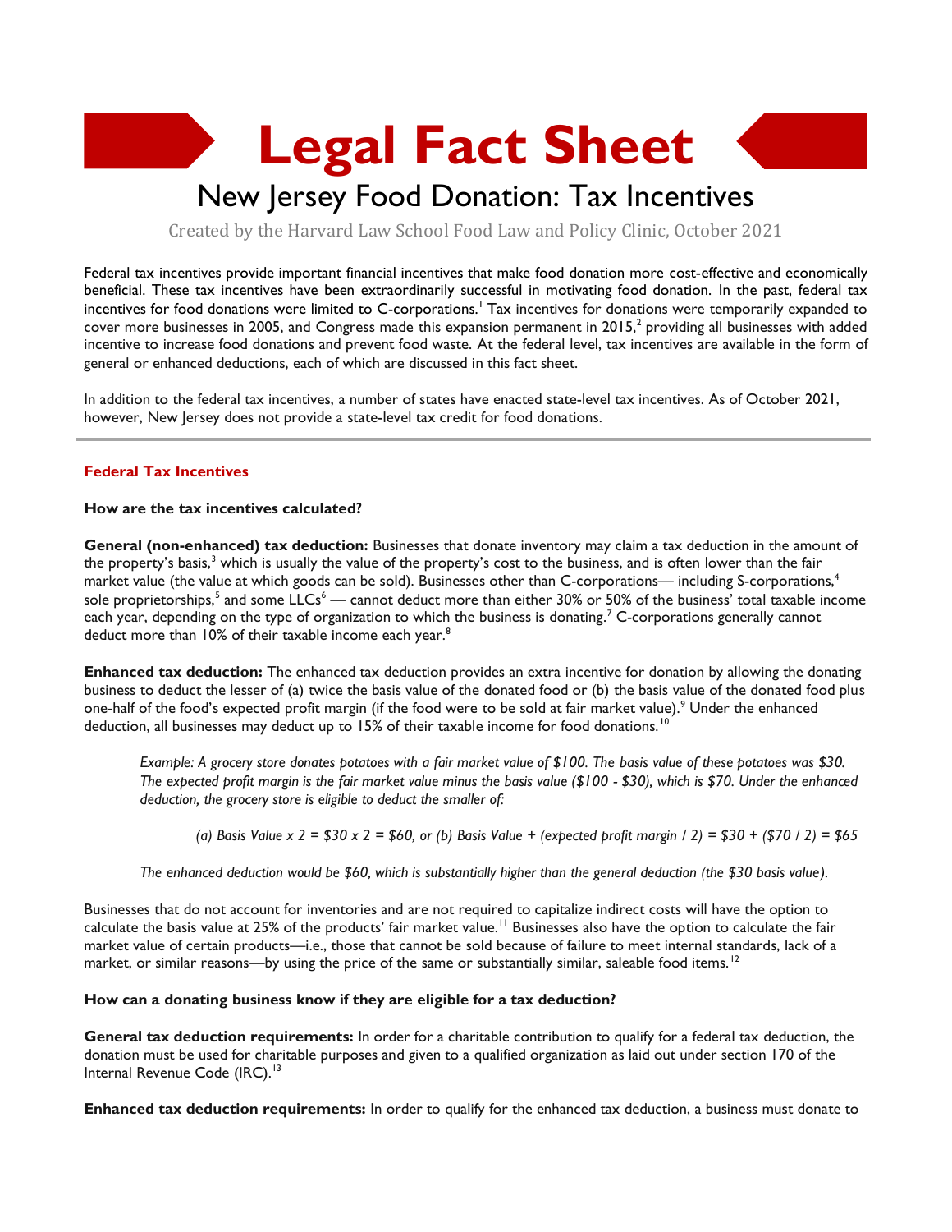# Legal Fact Sheet

## New Jersey Food Donation: Tax Incentives

Created by the Harvard Law School Food Law and Policy Clinic, October 2021

Federal tax incentives provide important financial incentives that make food donation more cost-effective and economically beneficial. These tax incentives have been extraordinarily successful in motivating food donation. In the past, federal tax incentives for food donations were limited to C-corporations.[1] Tax incentives for donations were temporarily expanded to cover more businesses in 2005, and Congress made this expansion permanent in 2015,[2] providing all businesses with added incentive to increase food donations and prevent food waste. At the federal level, tax incentives are available in the form of general or enhanced deductions, each of which are discussed in this fact sheet.

In addition to the federal tax incentives, a number of states have enacted state-level tax incentives. As of October 2021, however, New Jersey does not provide a state-level tax credit for food donations.

---

### Federal Tax Incentives

**How are the tax incentives calculated?**

**General (non-enhanced) tax deduction:** Businesses that donate inventory may claim a tax deduction in the amount of the property's basis,[3] which is usually the value of the property's cost to the business, and is often lower than the fair market value (the value at which goods can be sold). Businesses other than C-corporations— including S-corporations,[4] sole proprietorships,[5] and some LLCs[6] — cannot deduct more than either 30% or 50% of the business' total taxable income each year, depending on the type of organization to which the business is donating.[7] C-corporations generally cannot deduct more than 10% of their taxable income each year.[8]

**Enhanced tax deduction:** The enhanced tax deduction provides an extra incentive for donation by allowing the donating business to deduct the lesser of (a) twice the basis value of the donated food or (b) the basis value of the donated food plus one-half of the food's expected profit margin (if the food were to be sold at fair market value).[9] Under the enhanced deduction, all businesses may deduct up to 15% of their taxable income for food donations.[10]

> *Example: A grocery store donates potatoes with a fair market value of $100. The basis value of these potatoes was $30. The expected profit margin is the fair market value minus the basis value ($100 - $30), which is $70. Under the enhanced deduction, the grocery store is eligible to deduct the smaller of:*
>
> *(a) Basis Value x 2 = $30 x 2 = $60, or (b) Basis Value + (expected profit margin / 2) = $30 + ($70 / 2) = $65*
>
> *The enhanced deduction would be $60, which is substantially higher than the general deduction (the $30 basis value).*

Businesses that do not account for inventories and are not required to capitalize indirect costs will have the option to calculate the basis value at 25% of the products' fair market value.[11] Businesses also have the option to calculate the fair market value of certain products—i.e., those that cannot be sold because of failure to meet internal standards, lack of a market, or similar reasons—by using the price of the same or substantially similar, saleable food items.[12]

**How can a donating business know if they are eligible for a tax deduction?**

**General tax deduction requirements:** In order for a charitable contribution to qualify for a federal tax deduction, the donation must be used for charitable purposes and given to a qualified organization as laid out under section 170 of the Internal Revenue Code (IRC).[13]

**Enhanced tax deduction requirements:** In order to qualify for the enhanced tax deduction, a business must donate to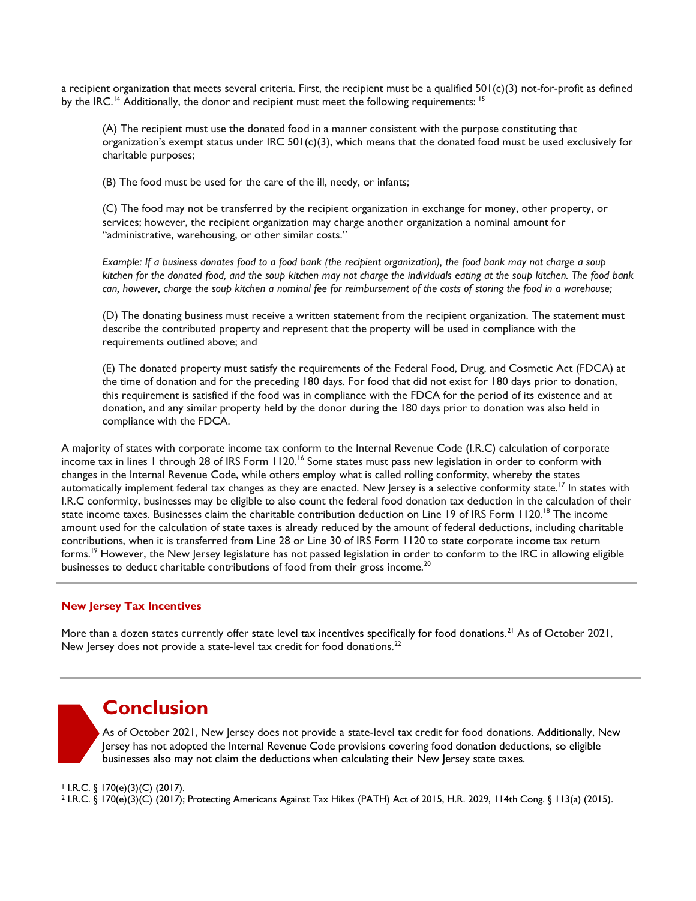a recipient organization that meets several criteria. First, the recipient must be a qualified 501(c)(3) not-for-profit as defined by the IRC.[14] Additionally, the donor and recipient must meet the following requirements: [15]

(A) The recipient must use the donated food in a manner consistent with the purpose constituting that organization's exempt status under IRC 501(c)(3), which means that the donated food must be used exclusively for charitable purposes;

(B) The food must be used for the care of the ill, needy, or infants;

(C) The food may not be transferred by the recipient organization in exchange for money, other property, or services; however, the recipient organization may charge another organization a nominal amount for "administrative, warehousing, or other similar costs."

*Example: If a business donates food to a food bank (the recipient organization), the food bank may not charge a soup kitchen for the donated food, and the soup kitchen may not charge the individuals eating at the soup kitchen. The food bank can, however, charge the soup kitchen a nominal fee for reimbursement of the costs of storing the food in a warehouse;*

(D) The donating business must receive a written statement from the recipient organization. The statement must describe the contributed property and represent that the property will be used in compliance with the requirements outlined above; and

(E) The donated property must satisfy the requirements of the Federal Food, Drug, and Cosmetic Act (FDCA) at the time of donation and for the preceding 180 days. For food that did not exist for 180 days prior to donation, this requirement is satisfied if the food was in compliance with the FDCA for the period of its existence and at donation, and any similar property held by the donor during the 180 days prior to donation was also held in compliance with the FDCA.

A majority of states with corporate income tax conform to the Internal Revenue Code (I.R.C) calculation of corporate income tax in lines 1 through 28 of IRS Form 1120.[16] Some states must pass new legislation in order to conform with changes in the Internal Revenue Code, while others employ what is called rolling conformity, whereby the states automatically implement federal tax changes as they are enacted. New Jersey is a selective conformity state.[17] In states with I.R.C conformity, businesses may be eligible to also count the federal food donation tax deduction in the calculation of their state income taxes. Businesses claim the charitable contribution deduction on Line 19 of IRS Form 1120.[18] The income amount used for the calculation of state taxes is already reduced by the amount of federal deductions, including charitable contributions, when it is transferred from Line 28 or Line 30 of IRS Form 1120 to state corporate income tax return forms.[19] However, the New Jersey legislature has not passed legislation in order to conform to the IRC in allowing eligible businesses to deduct charitable contributions of food from their gross income.[20]

### New Jersey Tax Incentives

More than a dozen states currently offer state level tax incentives specifically for food donations.[21] As of October 2021, New Jersey does not provide a state-level tax credit for food donations.[22]

## Conclusion

As of October 2021, New Jersey does not provide a state-level tax credit for food donations. Additionally, New Jersey has not adopted the Internal Revenue Code provisions covering food donation deductions, so eligible businesses also may not claim the deductions when calculating their New Jersey state taxes.

[1] I.R.C. § 170(e)(3)(C) (2017).

[2] I.R.C. § 170(e)(3)(C) (2017); Protecting Americans Against Tax Hikes (PATH) Act of 2015, H.R. 2029, 114th Cong. § 113(a) (2015).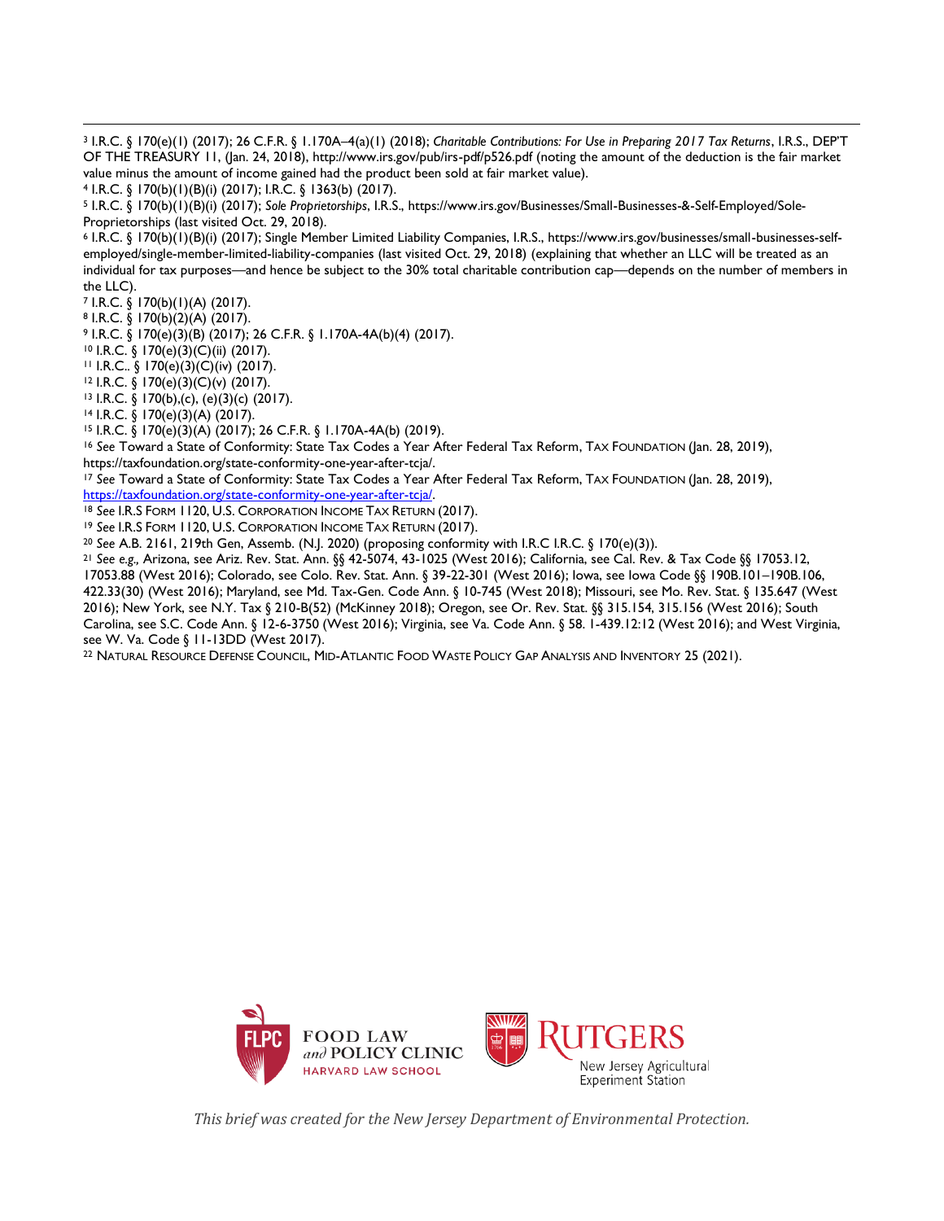[3] I.R.C. § 170(e)(1) (2017); 26 C.F.R. § 1.170A–4(a)(1) (2018); *Charitable Contributions: For Use in Preparing 2017 Tax Returns*, I.R.S., DEP'T OF THE TREASURY 11, (Jan. 24, 2018), http://www.irs.gov/pub/irs-pdf/p526.pdf (noting the amount of the deduction is the fair market value minus the amount of income gained had the product been sold at fair market value).

[4] I.R.C. § 170(b)(1)(B)(i) (2017); I.R.C. § 1363(b) (2017).

[5] I.R.C. § 170(b)(1)(B)(i) (2017); *Sole Proprietorships*, I.R.S., https://www.irs.gov/Businesses/Small-Businesses-&-Self-Employed/Sole-Proprietorships (last visited Oct. 29, 2018).

[6] I.R.C. § 170(b)(1)(B)(i) (2017); Single Member Limited Liability Companies, I.R.S., https://www.irs.gov/businesses/small-businesses-self-employed/single-member-limited-liability-companies (last visited Oct. 29, 2018) (explaining that whether an LLC will be treated as an individual for tax purposes—and hence be subject to the 30% total charitable contribution cap—depends on the number of members in the LLC).

[7] I.R.C. § 170(b)(1)(A) (2017).

[8] I.R.C. § 170(b)(2)(A) (2017).

[9] I.R.C. § 170(e)(3)(B) (2017); 26 C.F.R. § 1.170A-4A(b)(4) (2017).

[10] I.R.C. § 170(e)(3)(C)(ii) (2017).

[11] I.R.C.. § 170(e)(3)(C)(iv) (2017).

[12] I.R.C. § 170(e)(3)(C)(v) (2017).

[13] I.R.C. § 170(b),(c), (e)(3)(c) (2017).

[14] I.R.C. § 170(e)(3)(A) (2017).

[15] I.R.C. § 170(e)(3)(A) (2017); 26 C.F.R. § 1.170A-4A(b) (2019).

[16] *See* Toward a State of Conformity: State Tax Codes a Year After Federal Tax Reform, TAX FOUNDATION (Jan. 28, 2019), https://taxfoundation.org/state-conformity-one-year-after-tcja/.

[17] *See* Toward a State of Conformity: State Tax Codes a Year After Federal Tax Reform, TAX FOUNDATION (Jan. 28, 2019), https://taxfoundation.org/state-conformity-one-year-after-tcja/.

[18] *See* I.R.S FORM 1120, U.S. CORPORATION INCOME TAX RETURN (2017).

[19] *See* I.R.S FORM 1120, U.S. CORPORATION INCOME TAX RETURN (2017).

[20] *See* A.B. 2161, 219th Gen, Assemb. (N.J. 2020) (proposing conformity with I.R.C I.R.C. § 170(e)(3)).

[21] *See e.g.,* Arizona, see Ariz. Rev. Stat. Ann. §§ 42-5074, 43-1025 (West 2016); California, see Cal. Rev. & Tax Code §§ 17053.12, 17053.88 (West 2016); Colorado, see Colo. Rev. Stat. Ann. § 39-22-301 (West 2016); Iowa, see Iowa Code §§ 190B.101–190B.106, 422.33(30) (West 2016); Maryland, see Md. Tax-Gen. Code Ann. § 10-745 (West 2018); Missouri, see Mo. Rev. Stat. § 135.647 (West 2016); New York, see N.Y. Tax § 210-B(52) (McKinney 2018); Oregon, see Or. Rev. Stat. §§ 315.154, 315.156 (West 2016); South Carolina, see S.C. Code Ann. § 12-6-3750 (West 2016); Virginia, see Va. Code Ann. § 58. 1-439.12:12 (West 2016); and West Virginia, see W. Va. Code § 11-13DD (West 2017).

[22] NATURAL RESOURCE DEFENSE COUNCIL, MID-ATLANTIC FOOD WASTE POLICY GAP ANALYSIS AND INVENTORY 25 (2021).

FOOD LAW *and* POLICY CLINIC HARVARD LAW SCHOOL

RUTGERS New Jersey Agricultural Experiment Station

*This brief was created for the New Jersey Department of Environmental Protection.*